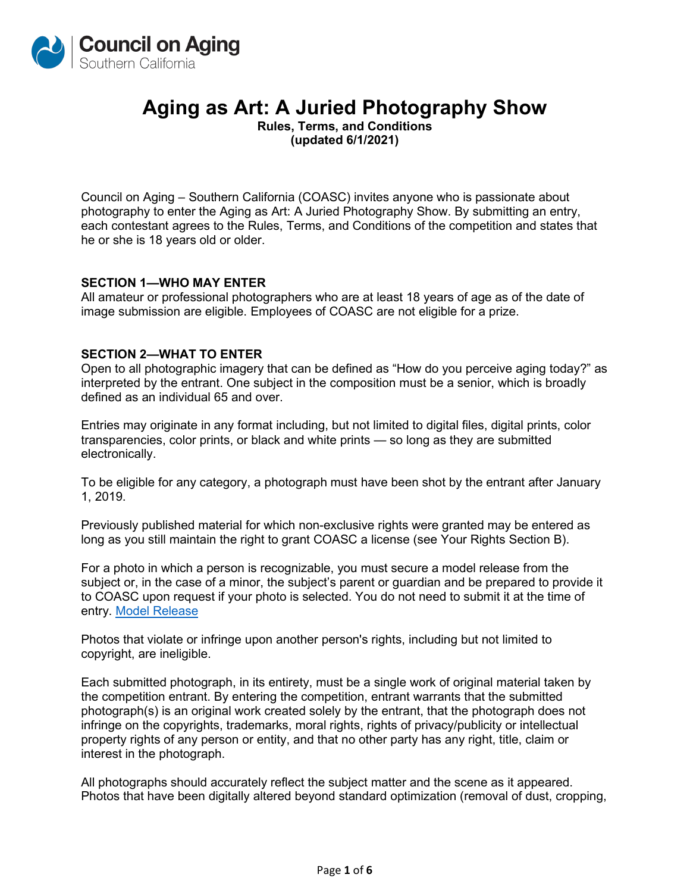Council on Aging
Southern California

# Aging as Art: A Juried Photography Show

**Rules, Terms, and Conditions**
**(updated 6/1/2021)**

Council on Aging – Southern California (COASC) invites anyone who is passionate about photography to enter the Aging as Art: A Juried Photography Show. By submitting an entry, each contestant agrees to the Rules, Terms, and Conditions of the competition and states that he or she is 18 years old or older.

## SECTION 1—WHO MAY ENTER

All amateur or professional photographers who are at least 18 years of age as of the date of image submission are eligible. Employees of COASC are not eligible for a prize.

## SECTION 2—WHAT TO ENTER

Open to all photographic imagery that can be defined as "How do you perceive aging today?" as interpreted by the entrant. One subject in the composition must be a senior, which is broadly defined as an individual 65 and over.

Entries may originate in any format including, but not limited to digital files, digital prints, color transparencies, color prints, or black and white prints — so long as they are submitted electronically.

To be eligible for any category, a photograph must have been shot by the entrant after January 1, 2019.

Previously published material for which non-exclusive rights were granted may be entered as long as you still maintain the right to grant COASC a license (see Your Rights Section B).

For a photo in which a person is recognizable, you must secure a model release from the subject or, in the case of a minor, the subject's parent or guardian and be prepared to provide it to COASC upon request if your photo is selected. You do not need to submit it at the time of entry. Model Release

Photos that violate or infringe upon another person's rights, including but not limited to copyright, are ineligible.

Each submitted photograph, in its entirety, must be a single work of original material taken by the competition entrant. By entering the competition, entrant warrants that the submitted photograph(s) is an original work created solely by the entrant, that the photograph does not infringe on the copyrights, trademarks, moral rights, rights of privacy/publicity or intellectual property rights of any person or entity, and that no other party has any right, title, claim or interest in the photograph.

All photographs should accurately reflect the subject matter and the scene as it appeared. Photos that have been digitally altered beyond standard optimization (removal of dust, cropping,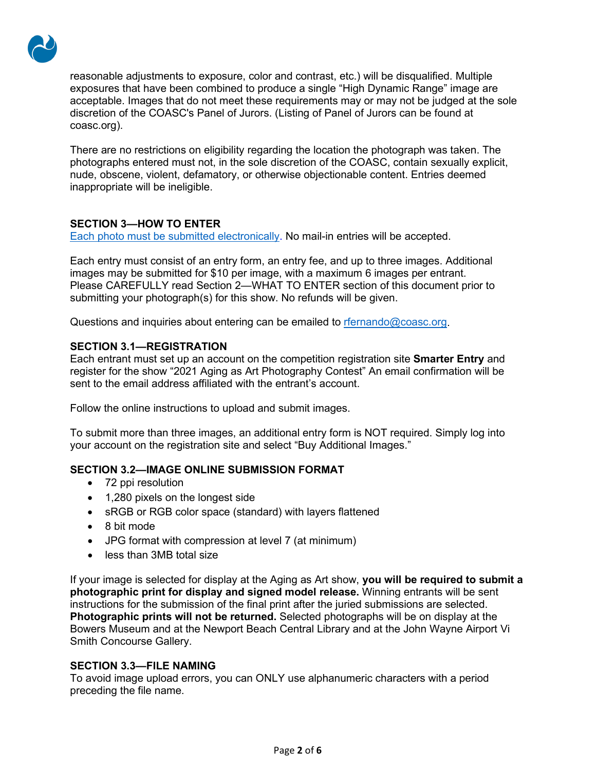reasonable adjustments to exposure, color and contrast, etc.) will be disqualified. Multiple exposures that have been combined to produce a single "High Dynamic Range" image are acceptable. Images that do not meet these requirements may or may not be judged at the sole discretion of the COASC's Panel of Jurors. (Listing of Panel of Jurors can be found at coasc.org).

There are no restrictions on eligibility regarding the location the photograph was taken. The photographs entered must not, in the sole discretion of the COASC, contain sexually explicit, nude, obscene, violent, defamatory, or otherwise objectionable content. Entries deemed inappropriate will be ineligible.

### SECTION 3—HOW TO ENTER

Each photo must be submitted electronically. No mail-in entries will be accepted.

Each entry must consist of an entry form, an entry fee, and up to three images. Additional images may be submitted for $10 per image, with a maximum 6 images per entrant. Please CAREFULLY read Section 2—WHAT TO ENTER section of this document prior to submitting your photograph(s) for this show. No refunds will be given.

Questions and inquiries about entering can be emailed to rfernando@coasc.org.

### SECTION 3.1—REGISTRATION

Each entrant must set up an account on the competition registration site **Smarter Entry** and register for the show "2021 Aging as Art Photography Contest" An email confirmation will be sent to the email address affiliated with the entrant's account.

Follow the online instructions to upload and submit images.

To submit more than three images, an additional entry form is NOT required. Simply log into your account on the registration site and select "Buy Additional Images."

### SECTION 3.2—IMAGE ONLINE SUBMISSION FORMAT

- 72 ppi resolution
- 1,280 pixels on the longest side
- sRGB or RGB color space (standard) with layers flattened
- 8 bit mode
- JPG format with compression at level 7 (at minimum)
- less than 3MB total size

If your image is selected for display at the Aging as Art show, **you will be required to submit a photographic print for display and signed model release.** Winning entrants will be sent instructions for the submission of the final print after the juried submissions are selected. **Photographic prints will not be returned.** Selected photographs will be on display at the Bowers Museum and at the Newport Beach Central Library and at the John Wayne Airport Vi Smith Concourse Gallery.

### SECTION 3.3—FILE NAMING

To avoid image upload errors, you can ONLY use alphanumeric characters with a period preceding the file name.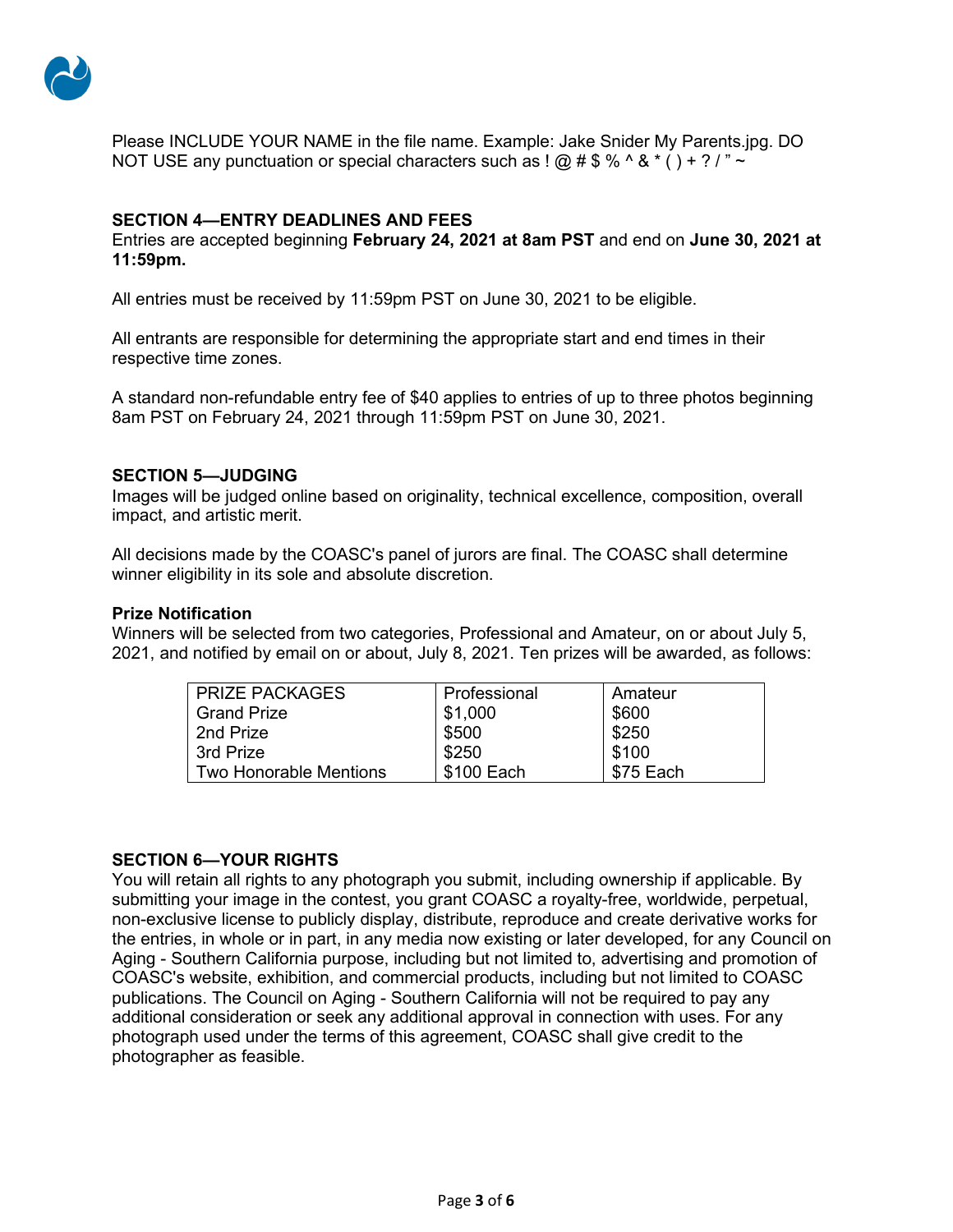Please INCLUDE YOUR NAME in the file name. Example: Jake Snider My Parents.jpg. DO NOT USE any punctuation or special characters such as ! @ # $ % ^ & * ( ) + ? / " ~

**SECTION 4—ENTRY DEADLINES AND FEES**

Entries are accepted beginning **February 24, 2021 at 8am PST** and end on **June 30, 2021 at 11:59pm.**

All entries must be received by 11:59pm PST on June 30, 2021 to be eligible.

All entrants are responsible for determining the appropriate start and end times in their respective time zones.

A standard non-refundable entry fee of $40 applies to entries of up to three photos beginning 8am PST on February 24, 2021 through 11:59pm PST on June 30, 2021.

**SECTION 5—JUDGING**

Images will be judged online based on originality, technical excellence, composition, overall impact, and artistic merit.

All decisions made by the COASC's panel of jurors are final. The COASC shall determine winner eligibility in its sole and absolute discretion.

**Prize Notification**

Winners will be selected from two categories, Professional and Amateur, on or about July 5, 2021, and notified by email on or about, July 8, 2021. Ten prizes will be awarded, as follows:

| PRIZE PACKAGES | Professional | Amateur |
|---|---|---|
| Grand Prize | $1,000 | $600 |
| 2nd Prize | $500 | $250 |
| 3rd Prize | $250 | $100 |
| Two Honorable Mentions | $100 Each | $75 Each |

**SECTION 6—YOUR RIGHTS**

You will retain all rights to any photograph you submit, including ownership if applicable. By submitting your image in the contest, you grant COASC a royalty-free, worldwide, perpetual, non-exclusive license to publicly display, distribute, reproduce and create derivative works for the entries, in whole or in part, in any media now existing or later developed, for any Council on Aging - Southern California purpose, including but not limited to, advertising and promotion of COASC's website, exhibition, and commercial products, including but not limited to COASC publications. The Council on Aging - Southern California will not be required to pay any additional consideration or seek any additional approval in connection with uses. For any photograph used under the terms of this agreement, COASC shall give credit to the photographer as feasible.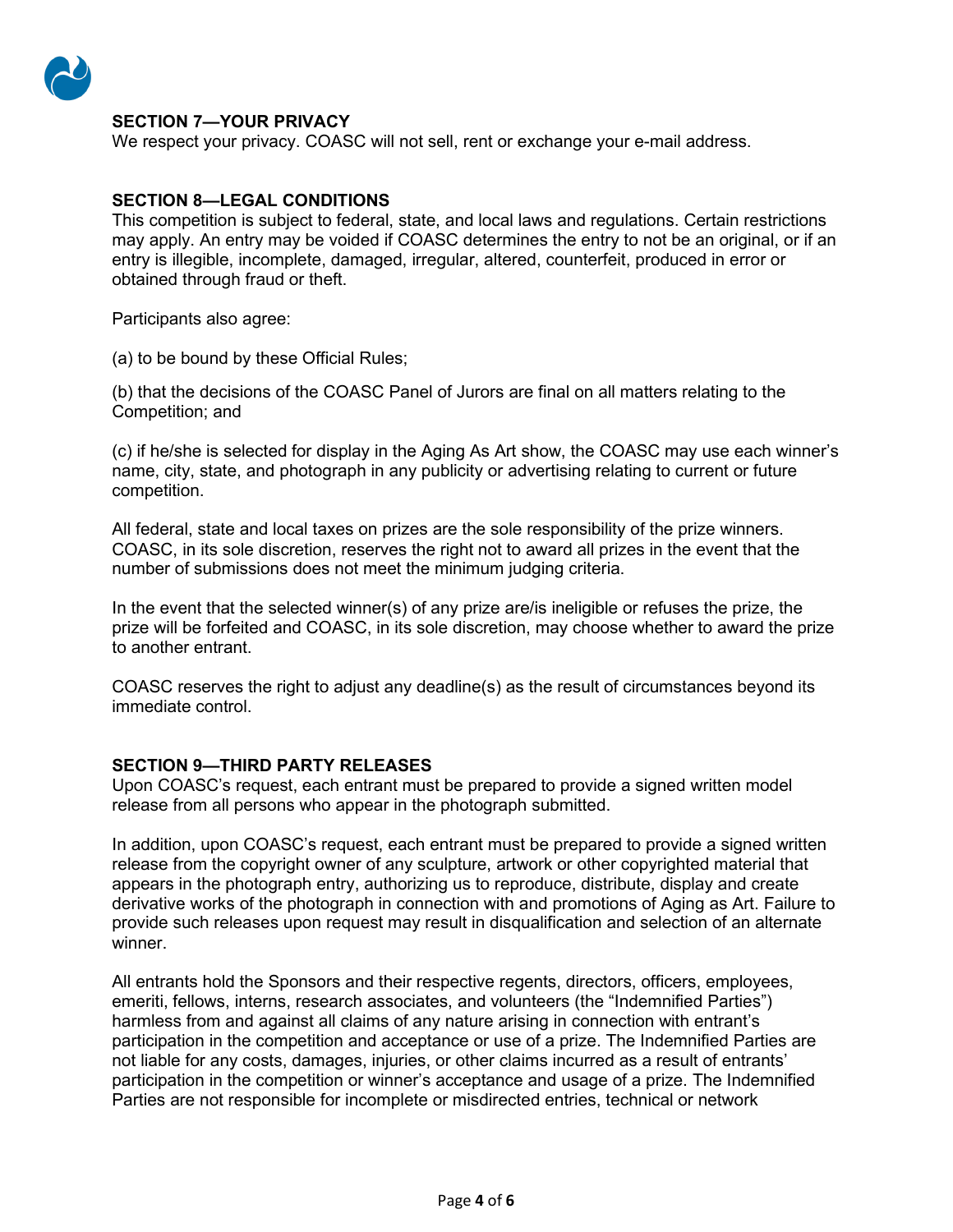**SECTION 7—YOUR PRIVACY**
We respect your privacy. COASC will not sell, rent or exchange your e-mail address.

**SECTION 8—LEGAL CONDITIONS**
This competition is subject to federal, state, and local laws and regulations. Certain restrictions may apply. An entry may be voided if COASC determines the entry to not be an original, or if an entry is illegible, incomplete, damaged, irregular, altered, counterfeit, produced in error or obtained through fraud or theft.

Participants also agree:

(a) to be bound by these Official Rules;

(b) that the decisions of the COASC Panel of Jurors are final on all matters relating to the Competition; and

(c) if he/she is selected for display in the Aging As Art show, the COASC may use each winner's name, city, state, and photograph in any publicity or advertising relating to current or future competition.

All federal, state and local taxes on prizes are the sole responsibility of the prize winners. COASC, in its sole discretion, reserves the right not to award all prizes in the event that the number of submissions does not meet the minimum judging criteria.

In the event that the selected winner(s) of any prize are/is ineligible or refuses the prize, the prize will be forfeited and COASC, in its sole discretion, may choose whether to award the prize to another entrant.

COASC reserves the right to adjust any deadline(s) as the result of circumstances beyond its immediate control.

**SECTION 9—THIRD PARTY RELEASES**
Upon COASC's request, each entrant must be prepared to provide a signed written model release from all persons who appear in the photograph submitted.

In addition, upon COASC's request, each entrant must be prepared to provide a signed written release from the copyright owner of any sculpture, artwork or other copyrighted material that appears in the photograph entry, authorizing us to reproduce, distribute, display and create derivative works of the photograph in connection with and promotions of Aging as Art. Failure to provide such releases upon request may result in disqualification and selection of an alternate winner.

All entrants hold the Sponsors and their respective regents, directors, officers, employees, emeriti, fellows, interns, research associates, and volunteers (the "Indemnified Parties") harmless from and against all claims of any nature arising in connection with entrant's participation in the competition and acceptance or use of a prize. The Indemnified Parties are not liable for any costs, damages, injuries, or other claims incurred as a result of entrants' participation in the competition or winner's acceptance and usage of a prize. The Indemnified Parties are not responsible for incomplete or misdirected entries, technical or network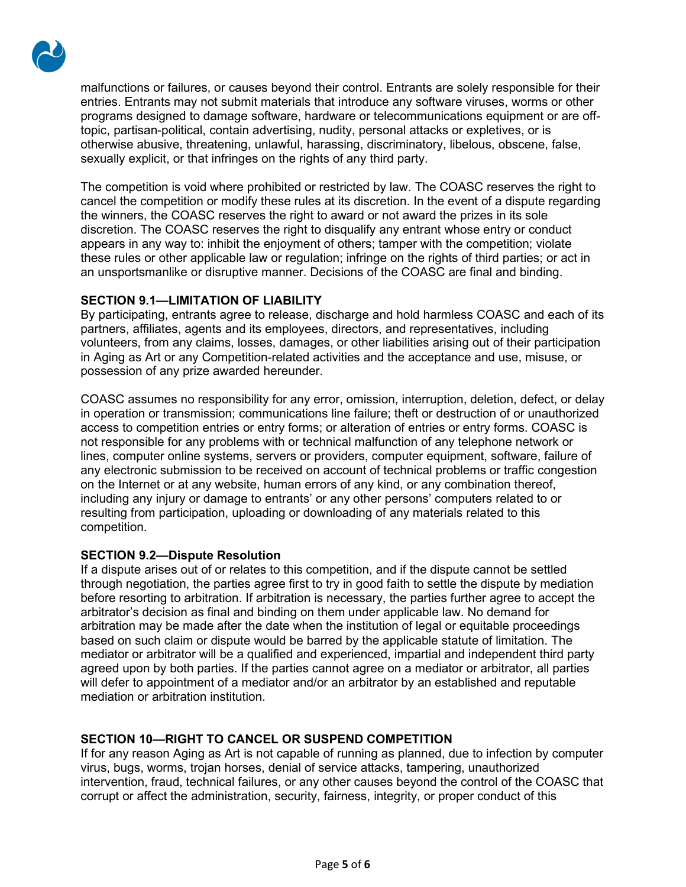malfunctions or failures, or causes beyond their control. Entrants are solely responsible for their entries. Entrants may not submit materials that introduce any software viruses, worms or other programs designed to damage software, hardware or telecommunications equipment or are off-topic, partisan-political, contain advertising, nudity, personal attacks or expletives, or is otherwise abusive, threatening, unlawful, harassing, discriminatory, libelous, obscene, false, sexually explicit, or that infringes on the rights of any third party.

The competition is void where prohibited or restricted by law. The COASC reserves the right to cancel the competition or modify these rules at its discretion. In the event of a dispute regarding the winners, the COASC reserves the right to award or not award the prizes in its sole discretion. The COASC reserves the right to disqualify any entrant whose entry or conduct appears in any way to: inhibit the enjoyment of others; tamper with the competition; violate these rules or other applicable law or regulation; infringe on the rights of third parties; or act in an unsportsmanlike or disruptive manner. Decisions of the COASC are final and binding.

**SECTION 9.1—LIMITATION OF LIABILITY**

By participating, entrants agree to release, discharge and hold harmless COASC and each of its partners, affiliates, agents and its employees, directors, and representatives, including volunteers, from any claims, losses, damages, or other liabilities arising out of their participation in Aging as Art or any Competition-related activities and the acceptance and use, misuse, or possession of any prize awarded hereunder.

COASC assumes no responsibility for any error, omission, interruption, deletion, defect, or delay in operation or transmission; communications line failure; theft or destruction of or unauthorized access to competition entries or entry forms; or alteration of entries or entry forms. COASC is not responsible for any problems with or technical malfunction of any telephone network or lines, computer online systems, servers or providers, computer equipment, software, failure of any electronic submission to be received on account of technical problems or traffic congestion on the Internet or at any website, human errors of any kind, or any combination thereof, including any injury or damage to entrants' or any other persons' computers related to or resulting from participation, uploading or downloading of any materials related to this competition.

**SECTION 9.2—Dispute Resolution**

If a dispute arises out of or relates to this competition, and if the dispute cannot be settled through negotiation, the parties agree first to try in good faith to settle the dispute by mediation before resorting to arbitration. If arbitration is necessary, the parties further agree to accept the arbitrator's decision as final and binding on them under applicable law. No demand for arbitration may be made after the date when the institution of legal or equitable proceedings based on such claim or dispute would be barred by the applicable statute of limitation. The mediator or arbitrator will be a qualified and experienced, impartial and independent third party agreed upon by both parties. If the parties cannot agree on a mediator or arbitrator, all parties will defer to appointment of a mediator and/or an arbitrator by an established and reputable mediation or arbitration institution.

**SECTION 10—RIGHT TO CANCEL OR SUSPEND COMPETITION**

If for any reason Aging as Art is not capable of running as planned, due to infection by computer virus, bugs, worms, trojan horses, denial of service attacks, tampering, unauthorized intervention, fraud, technical failures, or any other causes beyond the control of the COASC that corrupt or affect the administration, security, fairness, integrity, or proper conduct of this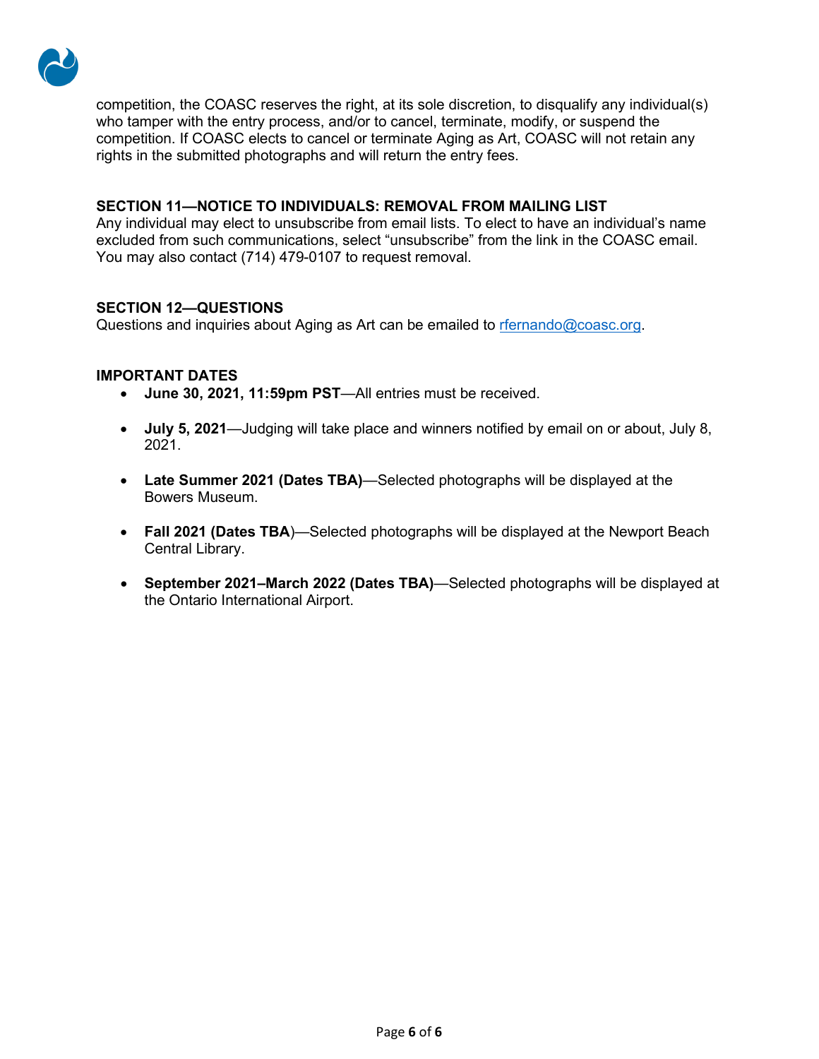competition, the COASC reserves the right, at its sole discretion, to disqualify any individual(s) who tamper with the entry process, and/or to cancel, terminate, modify, or suspend the competition. If COASC elects to cancel or terminate Aging as Art, COASC will not retain any rights in the submitted photographs and will return the entry fees.

## SECTION 11—NOTICE TO INDIVIDUALS: REMOVAL FROM MAILING LIST

Any individual may elect to unsubscribe from email lists. To elect to have an individual's name excluded from such communications, select "unsubscribe" from the link in the COASC email. You may also contact (714) 479-0107 to request removal.

## SECTION 12—QUESTIONS

Questions and inquiries about Aging as Art can be emailed to rfernando@coasc.org.

## IMPORTANT DATES

- **June 30, 2021, 11:59pm PST**—All entries must be received.
- **July 5, 2021**—Judging will take place and winners notified by email on or about, July 8, 2021.
- **Late Summer 2021 (Dates TBA)**—Selected photographs will be displayed at the Bowers Museum.
- **Fall 2021 (Dates TBA)**—Selected photographs will be displayed at the Newport Beach Central Library.
- **September 2021–March 2022 (Dates TBA)**—Selected photographs will be displayed at the Ontario International Airport.